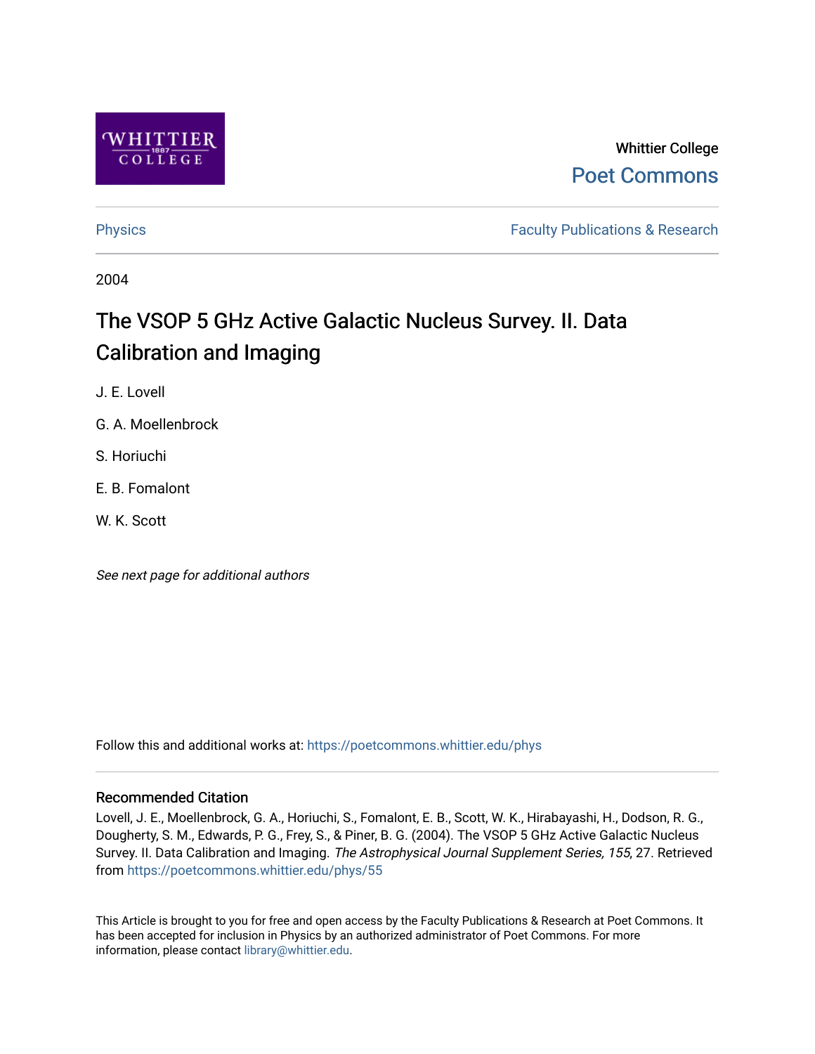Whittier College

Poet Commons

Physics

Faculty Publications & Research

2004

# The VSOP 5 GHz Active Galactic Nucleus Survey. II. Data Calibration and Imaging

J. E. Lovell

G. A. Moellenbrock

S. Horiuchi

E. B. Fomalont

W. K. Scott

*See next page for additional authors*

Follow this and additional works at: https://poetcommons.whittier.edu/phys

### Recommended Citation

Lovell, J. E., Moellenbrock, G. A., Horiuchi, S., Fomalont, E. B., Scott, W. K., Hirabayashi, H., Dodson, R. G., Dougherty, S. M., Edwards, P. G., Frey, S., & Piner, B. G. (2004). The VSOP 5 GHz Active Galactic Nucleus Survey. II. Data Calibration and Imaging. *The Astrophysical Journal Supplement Series, 155*, 27. Retrieved from https://poetcommons.whittier.edu/phys/55

This Article is brought to you for free and open access by the Faculty Publications & Research at Poet Commons. It has been accepted for inclusion in Physics by an authorized administrator of Poet Commons. For more information, please contact library@whittier.edu.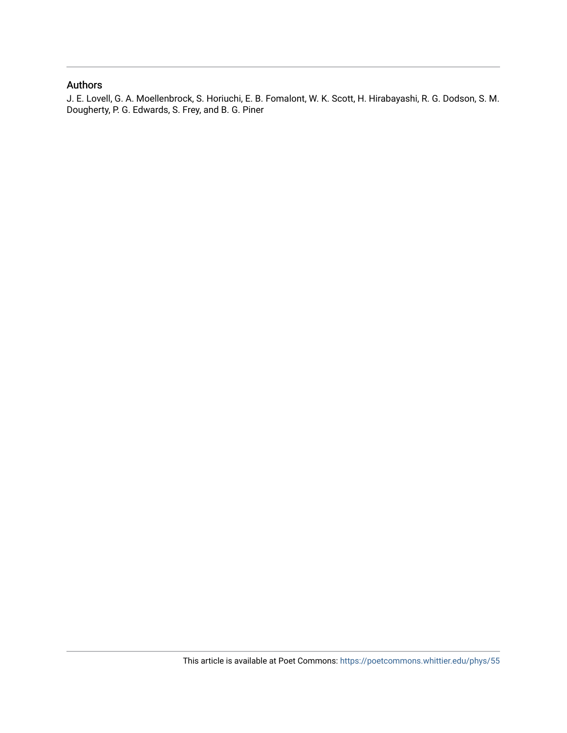## Authors

J. E. Lovell, G. A. Moellenbrock, S. Horiuchi, E. B. Fomalont, W. K. Scott, H. Hirabayashi, R. G. Dodson, S. M. Dougherty, P. G. Edwards, S. Frey, and B. G. Piner

This article is available at Poet Commons: https://poetcommons.whittier.edu/phys/55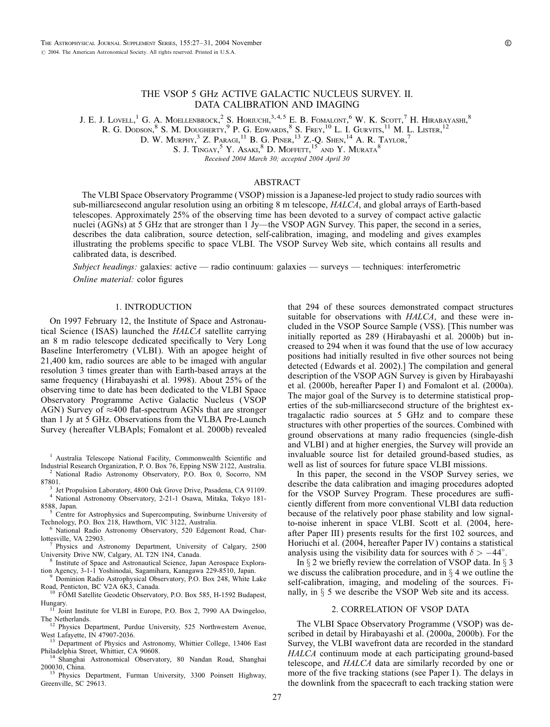# THE VSOP 5 GHz ACTIVE GALACTIC NUCLEUS SURVEY. II. DATA CALIBRATION AND IMAGING

J. E. J. Lovell,[1] G. A. Moellenbrock,[2] S. Horiuchi,[3,4,5] E. B. Fomalont,[6] W. K. Scott,[7] H. Hirabayashi,[8] R. G. Dodson,[8] S. M. Dougherty,[9] P. G. Edwards,[8] S. Frey,[10] L. I. Gurvits,[11] M. L. Lister,[12] D. W. Murphy,[3] Z. Paragi,[11] B. G. Piner,[13] Z.-Q. Shen,[14] A. R. Taylor,[7] S. J. Tingay,[5] Y. Asaki,[8] D. Moffett,[15] and Y. Murata[8]

*Received 2004 March 30; accepted 2004 April 30*

## ABSTRACT

The VLBI Space Observatory Programme (VSOP) mission is a Japanese-led project to study radio sources with sub-milliarcsecond angular resolution using an orbiting 8 m telescope, *HALCA*, and global arrays of Earth-based telescopes. Approximately 25% of the observing time has been devoted to a survey of compact active galactic nuclei (AGNs) at 5 GHz that are stronger than 1 Jy—the VSOP AGN Survey. This paper, the second in a series, describes the data calibration, source detection, self-calibration, imaging, and modeling and gives examples illustrating the problems specific to space VLBI. The VSOP Survey Web site, which contains all results and calibrated data, is described.

*Subject headings:* galaxies: active — radio continuum: galaxies — surveys — techniques: interferometric

*Online material:* color figures

## 1. INTRODUCTION

On 1997 February 12, the Institute of Space and Astronautical Science (ISAS) launched the *HALCA* satellite carrying an 8 m radio telescope dedicated specifically to Very Long Baseline Interferometry (VLBI). With an apogee height of 21,400 km, radio sources are able to be imaged with angular resolution 3 times greater than with Earth-based arrays at the same frequency (Hirabayashi et al. 1998). About 25% of the observing time to date has been dedicated to the VLBI Space Observatory Programme Active Galactic Nucleus (VSOP AGN) Survey of $\approx$400 flat-spectrum AGNs that are stronger than 1 Jy at 5 GHz. Observations from the VLBA Pre-Launch Survey (hereafter VLBApls; Fomalont et al. 2000b) revealed that 294 of these sources demonstrated compact structures suitable for observations with *HALCA*, and these were included in the VSOP Source Sample (VSS). [This number was initially reported as 289 (Hirabayashi et al. 2000b) but increased to 294 when it was found that the use of low accuracy positions had initially resulted in five other sources not being detected (Edwards et al. 2002).] The compilation and general description of the VSOP AGN Survey is given by Hirabayashi et al. (2000b, hereafter Paper I) and Fomalont et al. (2000a). The major goal of the Survey is to determine statistical properties of the sub-milliarcsecond structure of the brightest extragalactic radio sources at 5 GHz and to compare these structures with other properties of the sources. Combined with ground observations at many radio frequencies (single-dish and VLBI) and at higher energies, the Survey will provide an invaluable source list for detailed ground-based studies, as well as list of sources for future space VLBI missions.

In this paper, the second in the VSOP Survey series, we describe the data calibration and imaging procedures adopted for the VSOP Survey Program. These procedures are sufficiently different from more conventional VLBI data reduction because of the relatively poor phase stability and low signal-to-noise inherent in space VLBI. Scott et al. (2004, hereafter Paper III) presents results for the first 102 sources, and Horiuchi et al. (2004, hereafter Paper IV) contains a statistical analysis using the visibility data for sources with $\delta > -44°$.

In § 2 we briefly review the correlation of VSOP data. In § 3 we discuss the calibration procedure, and in § 4 we outline the self-calibration, imaging, and modeling of the sources. Finally, in § 5 we describe the VSOP Web site and its access.

## 2. CORRELATION OF VSOP DATA

The VLBI Space Observatory Programme (VSOP) was described in detail by Hirabayashi et al. (2000a, 2000b). For the Survey, the VLBI wavefront data are recorded in the standard *HALCA* continuum mode at each participating ground-based telescope, and *HALCA* data are similarly recorded by one or more of the five tracking stations (see Paper I). The delays in the downlink from the spacecraft to each tracking station were

[1] Australia Telescope National Facility, Commonwealth Scientific and Industrial Research Organization, P. O. Box 76, Epping NSW 2122, Australia.

[2] National Radio Astronomy Observatory, P.O. Box 0, Socorro, NM 87801.

[3] Jet Propulsion Laboratory, 4800 Oak Grove Drive, Pasadena, CA 91109.

[4] National Astronomy Observatory, 2-21-1 Osawa, Mitaka, Tokyo 181-8588, Japan.

[5] Centre for Astrophysics and Supercomputing, Swinburne University of Technology, P.O. Box 218, Hawthorn, VIC 3122, Australia.

[6] National Radio Astronomy Observatory, 520 Edgemont Road, Charlottesville, VA 22903.

[7] Physics and Astronomy Department, University of Calgary, 2500 University Drive NW, Calgary, AL T2N 1N4, Canada.

[8] Institute of Space and Astronautical Science, Japan Aerospace Exploration Agency, 3-1-1 Yoshinodai, Sagamihara, Kanagawa 229-8510, Japan.

[9] Dominion Radio Astrophysical Observatory, P.O. Box 248, White Lake Road, Penticton, BC V2A 6K3, Canada.

[10] FÖMI Satellite Geodetic Observatory, P.O. Box 585, H-1592 Budapest, Hungary.

[11] Joint Institute for VLBI in Europe, P.O. Box 2, 7990 AA Dwingeloo, The Netherlands.

[12] Physics Department, Purdue University, 525 Northwestern Avenue, West Lafayette, IN 47907-2036.

[13] Department of Physics and Astronomy, Whittier College, 13406 East Philadelphia Street, Whittier, CA 90608.

[14] Shanghai Astronomical Observatory, 80 Nandan Road, Shanghai 200030, China.

[15] Physics Department, Furman University, 3300 Poinsett Highway, Greenville, SC 29613.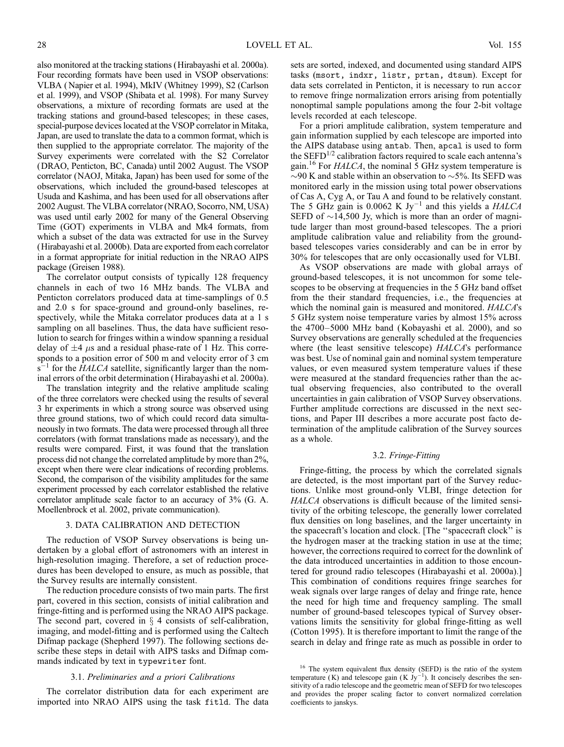also monitored at the tracking stations (Hirabayashi et al. 2000a). Four recording formats have been used in VSOP observations: VLBA (Napier et al. 1994), MkIV (Whitney 1999), S2 (Carlson et al. 1999), and VSOP (Shibata et al. 1998). For many Survey observations, a mixture of recording formats are used at the tracking stations and ground-based telescopes; in these cases, special-purpose devices located at the VSOP correlator in Mitaka, Japan, are used to translate the data to a common format, which is then supplied to the appropriate correlator. The majority of the Survey experiments were correlated with the S2 Correlator (DRAO, Penticton, BC, Canada) until 2002 August. The VSOP correlator (NAOJ, Mitaka, Japan) has been used for some of the observations, which included the ground-based telescopes at Usuda and Kashima, and has been used for all observations after 2002 August. The VLBA correlator (NRAO, Socorro, NM, USA) was used until early 2002 for many of the General Observing Time (GOT) experiments in VLBA and Mk4 formats, from which a subset of the data was extracted for use in the Survey (Hirabayashi et al. 2000b). Data are exported from each correlator in a format appropriate for initial reduction in the NRAO AIPS package (Greisen 1988).

The correlator output consists of typically 128 frequency channels in each of two 16 MHz bands. The VLBA and Penticton correlators produced data at time-samplings of 0.5 and 2.0 s for space-ground and ground-only baselines, respectively, while the Mitaka correlator produces data at a 1 s sampling on all baselines. Thus, the data have sufficient resolution to search for fringes within a window spanning a residual delay of $\pm 4$ $\mu$s and a residual phase-rate of 1 Hz. This corresponds to a position error of 500 m and velocity error of 3 cm $s^{-1}$ for the *HALCA* satellite, significantly larger than the nominal errors of the orbit determination (Hirabayashi et al. 2000a).

The translation integrity and the relative amplitude scaling of the three correlators were checked using the results of several 3 hr experiments in which a strong source was observed using three ground stations, two of which could record data simultaneously in two formats. The data were processed through all three correlators (with format translations made as necessary), and the results were compared. First, it was found that the translation process did not change the correlated amplitude by more than 2%, except when there were clear indications of recording problems. Second, the comparison of the visibility amplitudes for the same experiment processed by each correlator established the relative correlator amplitude scale factor to an accuracy of 3% (G. A. Moellenbrock et al. 2002, private communication).

## 3. DATA CALIBRATION AND DETECTION

The reduction of VSOP Survey observations is being undertaken by a global effort of astronomers with an interest in high-resolution imaging. Therefore, a set of reduction procedures has been developed to ensure, as much as possible, that the Survey results are internally consistent.

The reduction procedure consists of two main parts. The first part, covered in this section, consists of initial calibration and fringe-fitting and is performed using the NRAO AIPS package. The second part, covered in § 4 consists of self-calibration, imaging, and model-fitting and is performed using the Caltech Difmap package (Shepherd 1997). The following sections describe these steps in detail with AIPS tasks and Difmap commands indicated by text in `typewriter` font.

### 3.1. *Preliminaries and a priori Calibrations*

The correlator distribution data for each experiment are imported into NRAO AIPS using the task `fitld`. The data sets are sorted, indexed, and documented using standard AIPS tasks (`msort`, `indxr`, `listr`, `prtan`, `dtsum`). Except for data sets correlated in Penticton, it is necessary to run `accor` to remove fringe normalization errors arising from potentially nonoptimal sample populations among the four 2-bit voltage levels recorded at each telescope.

For a priori amplitude calibration, system temperature and gain information supplied by each telescope are imported into the AIPS database using `antab`. Then, `apcal` is used to form the $\mathrm{SEFD}^{1/2}$ calibration factors required to scale each antenna's gain.[16] For *HALCA*, the nominal 5 GHz system temperature is $\sim$90 K and stable within an observation to $\sim$5%. Its SEFD was monitored early in the mission using total power observations of Cas A, Cyg A, or Tau A and found to be relatively constant. The 5 GHz gain is 0.0062 K $\mathrm{Jy}^{-1}$ and this yields a *HALCA* SEFD of $\sim$14,500 Jy, which is more than an order of magnitude larger than most ground-based telescopes. The a priori amplitude calibration value and reliability from the ground-based telescopes varies considerably and can be in error by 30% for telescopes that are only occasionally used for VLBI.

As VSOP observations are made with global arrays of ground-based telescopes, it is not uncommon for some telescopes to be observing at frequencies in the 5 GHz band offset from the their standard frequencies, i.e., the frequencies at which the nominal gain is measured and monitored. *HALCA*'s 5 GHz system noise temperature varies by almost 15% across the 4700–5000 MHz band (Kobayashi et al. 2000), and so Survey observations are generally scheduled at the frequencies where (the least sensitive telescope) *HALCA*'s performance was best. Use of nominal gain and nominal system temperature values, or even measured system temperature values if these were measured at the standard frequencies rather than the actual observing frequencies, also contributed to the overall uncertainties in gain calibration of VSOP Survey observations. Further amplitude corrections are discussed in the next sections, and Paper III describes a more accurate post facto determination of the amplitude calibration of the Survey sources as a whole.

### 3.2. *Fringe-Fitting*

Fringe-fitting, the process by which the correlated signals are detected, is the most important part of the Survey reductions. Unlike most ground-only VLBI, fringe detection for *HALCA* observations is difficult because of the limited sensitivity of the orbiting telescope, the generally lower correlated flux densities on long baselines, and the larger uncertainty in the spacecraft's location and clock. [The "spacecraft clock" is the hydrogen maser at the tracking station in use at the time; however, the corrections required to correct for the downlink of the data introduced uncertainties in addition to those encountered for ground radio telescopes (Hirabayashi et al. 2000a).] This combination of conditions requires fringe searches for weak signals over large ranges of delay and fringe rate, hence the need for high time and frequency sampling. The small number of ground-based telescopes typical of Survey observations limits the sensitivity for global fringe-fitting as well (Cotton 1995). It is therefore important to limit the range of the search in delay and fringe rate as much as possible in order to

[16] The system equivalent flux density (SEFD) is the ratio of the system temperature (K) and telescope gain (K $\mathrm{Jy}^{-1}$). It concisely describes the sensitivity of a radio telescope and the geometric mean of SEFD for two telescopes and provides the proper scaling factor to convert normalized correlation coefficients to janskys.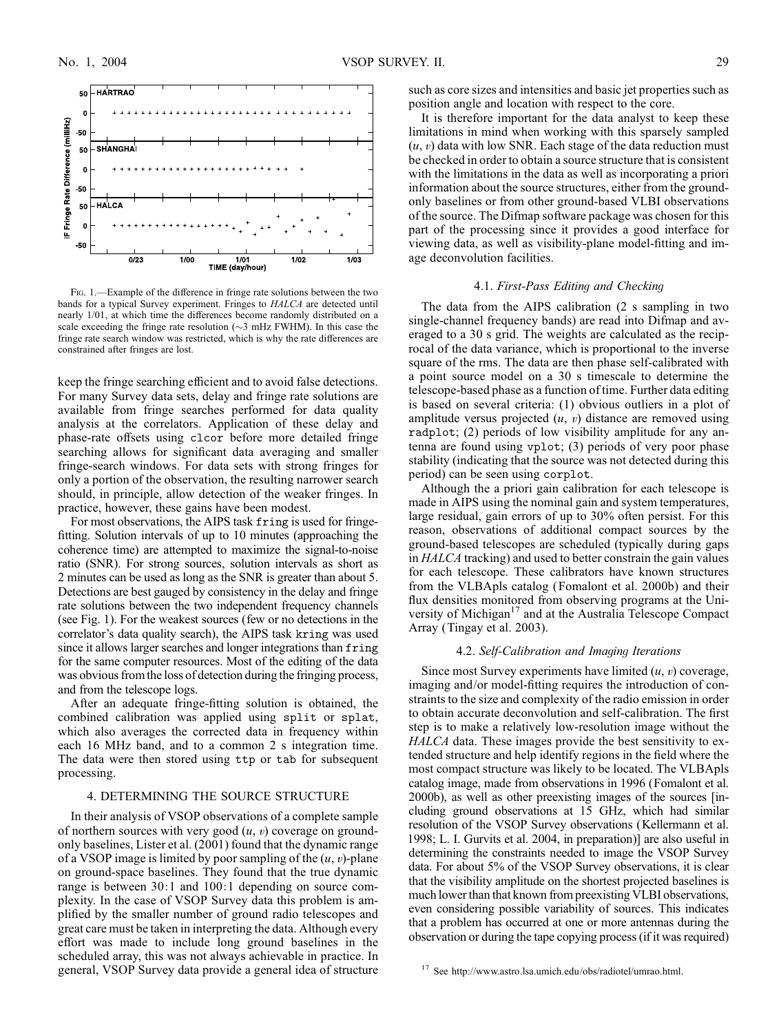FIG. 1.—Example of the difference in fringe rate solutions between the two bands for a typical Survey experiment. Fringes to *HALCA* are detected until nearly 1/01, at which time the differences become randomly distributed on a scale exceeding the fringe rate resolution (~3 mHz FWHM). In this case the fringe rate search window was restricted, which is why the rate differences are constrained after fringes are lost.

keep the fringe searching efficient and to avoid false detections. For many Survey data sets, delay and fringe rate solutions are available from fringe searches performed for data quality analysis at the correlators. Application of these delay and phase-rate offsets using clcor before more detailed fringe searching allows for significant data averaging and smaller fringe-search windows. For data sets with strong fringes for only a portion of the observation, the resulting narrower search should, in principle, allow detection of the weaker fringes. In practice, however, these gains have been modest.

For most observations, the AIPS task fring is used for fringe-fitting. Solution intervals of up to 10 minutes (approaching the coherence time) are attempted to maximize the signal-to-noise ratio (SNR). For strong sources, solution intervals as short as 2 minutes can be used as long as the SNR is greater than about 5. Detections are best gauged by consistency in the delay and fringe rate solutions between the two independent frequency channels (see Fig. 1). For the weakest sources (few or no detections in the correlator's data quality search), the AIPS task kring was used since it allows larger searches and longer integrations than fring for the same computer resources. Most of the editing of the data was obvious from the loss of detection during the fringing process, and from the telescope logs.

After an adequate fringe-fitting solution is obtained, the combined calibration was applied using split or splat, which also averages the corrected data in frequency within each 16 MHz band, and to a common 2 s integration time. The data were then stored using ttp or tab for subsequent processing.

## 4. DETERMINING THE SOURCE STRUCTURE

In their analysis of VSOP observations of a complete sample of northern sources with very good $(u, v)$ coverage on ground-only baselines, Lister et al. (2001) found that the dynamic range of a VSOP image is limited by poor sampling of the $(u, v)$-plane on ground-space baselines. They found that the true dynamic range is between 30:1 and 100:1 depending on source complexity. In the case of VSOP Survey data this problem is amplified by the smaller number of ground radio telescopes and great care must be taken in interpreting the data. Although every effort was made to include long ground baselines in the scheduled array, this was not always achievable in practice. In general, VSOP Survey data provide a general idea of structure such as core sizes and intensities and basic jet properties such as position angle and location with respect to the core.

It is therefore important for the data analyst to keep these limitations in mind when working with this sparsely sampled $(u, v)$ data with low SNR. Each stage of the data reduction must be checked in order to obtain a source structure that is consistent with the limitations in the data as well as incorporating a priori information about the source structures, either from the ground-only baselines or from other ground-based VLBI observations of the source. The Difmap software package was chosen for this part of the processing since it provides a good interface for viewing data, as well as visibility-plane model-fitting and image deconvolution facilities.

### 4.1. *First-Pass Editing and Checking*

The data from the AIPS calibration (2 s sampling in two single-channel frequency bands) are read into Difmap and averaged to a 30 s grid. The weights are calculated as the reciprocal of the data variance, which is proportional to the inverse square of the rms. The data are then phase self-calibrated with a point source model on a 30 s timescale to determine the telescope-based phase as a function of time. Further data editing is based on several criteria: (1) obvious outliers in a plot of amplitude versus projected $(u, v)$ distance are removed using radplot; (2) periods of low visibility amplitude for any antenna are found using vplot; (3) periods of very poor phase stability (indicating that the source was not detected during this period) can be seen using corplot.

Although the a priori gain calibration for each telescope is made in AIPS using the nominal gain and system temperatures, large residual, gain errors of up to 30% often persist. For this reason, observations of additional compact sources by the ground-based telescopes are scheduled (typically during gaps in *HALCA* tracking) and used to better constrain the gain values for each telescope. These calibrators have known structures from the VLBApls catalog (Fomalont et al. 2000b) and their flux densities monitored from observing programs at the University of Michigan[17] and at the Australia Telescope Compact Array (Tingay et al. 2003).

### 4.2. *Self-Calibration and Imaging Iterations*

Since most Survey experiments have limited $(u, v)$ coverage, imaging and/or model-fitting requires the introduction of constraints to the size and complexity of the radio emission in order to obtain accurate deconvolution and self-calibration. The first step is to make a relatively low-resolution image without the *HALCA* data. These images provide the best sensitivity to extended structure and help identify regions in the field where the most compact structure was likely to be located. The VLBApls catalog image, made from observations in 1996 (Fomalont et al. 2000b), as well as other preexisting images of the sources [including ground observations at 15 GHz, which had similar resolution of the VSOP Survey observations (Kellermann et al. 1998; L. I. Gurvits et al. 2004, in preparation)] are also useful in determining the constraints needed to image the VSOP Survey data. For about 5% of the VSOP Survey observations, it is clear that the visibility amplitude on the shortest projected baselines is much lower than that known from preexisting VLBI observations, even considering possible variability of sources. This indicates that a problem has occurred at one or more antennas during the observation or during the tape copying process (if it was required)

[17] See http://www.astro.lsa.umich.edu/obs/radiotel/umrao.html.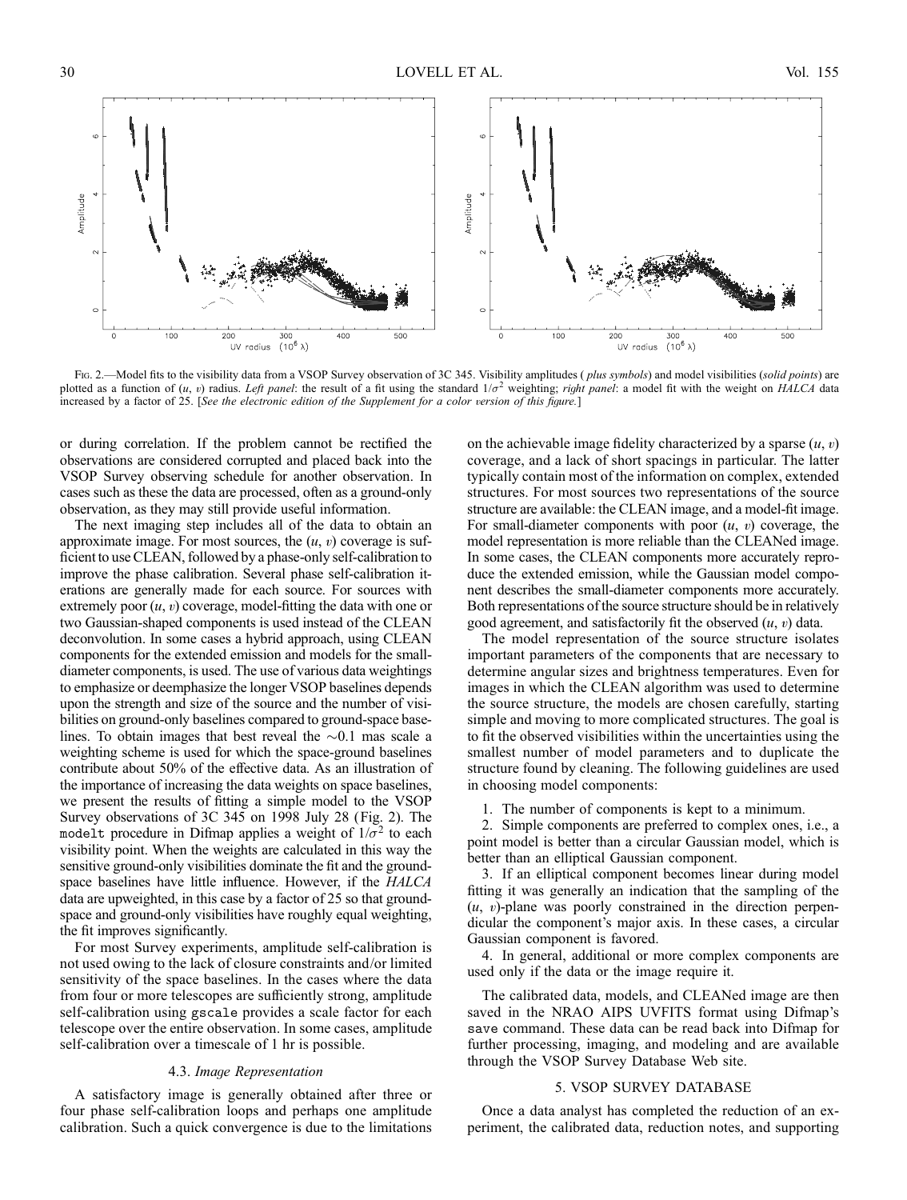FIG. 2.—Model fits to the visibility data from a VSOP Survey observation of 3C 345. Visibility amplitudes (*plus symbols*) and model visibilities (*solid points*) are plotted as a function of $(u, v)$ radius. *Left panel*: the result of a fit using the standard $1/\sigma^2$ weighting; *right panel*: a model fit with the weight on *HALCA* data increased by a factor of 25. [*See the electronic edition of the Supplement for a color version of this figure.*]

or during correlation. If the problem cannot be rectified the observations are considered corrupted and placed back into the VSOP Survey observing schedule for another observation. In cases such as these the data are processed, often as a ground-only observation, as they may still provide useful information.

The next imaging step includes all of the data to obtain an approximate image. For most sources, the $(u, v)$ coverage is sufficient to use CLEAN, followed by a phase-only self-calibration to improve the phase calibration. Several phase self-calibration iterations are generally made for each source. For sources with extremely poor $(u, v)$ coverage, model-fitting the data with one or two Gaussian-shaped components is used instead of the CLEAN deconvolution. In some cases a hybrid approach, using CLEAN components for the extended emission and models for the small-diameter components, is used. The use of various data weightings to emphasize or deemphasize the longer VSOP baselines depends upon the strength and size of the source and the number of visibilities on ground-only baselines compared to ground-space baselines. To obtain images that best reveal the $\sim$0.1 mas scale a weighting scheme is used for which the space-ground baselines contribute about 50% of the effective data. As an illustration of the importance of increasing the data weights on space baselines, we present the results of fitting a simple model to the VSOP Survey observations of 3C 345 on 1998 July 28 (Fig. 2). The `modelt` procedure in Difmap applies a weight of $1/\sigma^2$ to each visibility point. When the weights are calculated in this way the sensitive ground-only visibilities dominate the fit and the ground-space baselines have little influence. However, if the *HALCA* data are upweighted, in this case by a factor of 25 so that ground-space and ground-only visibilities have roughly equal weighting, the fit improves significantly.

For most Survey experiments, amplitude self-calibration is not used owing to the lack of closure constraints and/or limited sensitivity of the space baselines. In the cases where the data from four or more telescopes are sufficiently strong, amplitude self-calibration using `gscale` provides a scale factor for each telescope over the entire observation. In some cases, amplitude self-calibration over a timescale of 1 hr is possible.

### 4.3. *Image Representation*

A satisfactory image is generally obtained after three or four phase self-calibration loops and perhaps one amplitude calibration. Such a quick convergence is due to the limitations on the achievable image fidelity characterized by a sparse $(u, v)$ coverage, and a lack of short spacings in particular. The latter typically contain most of the information on complex, extended structures. For most sources two representations of the source structure are available: the CLEAN image, and a model-fit image. For small-diameter components with poor $(u, v)$ coverage, the model representation is more reliable than the CLEANed image. In some cases, the CLEAN components more accurately reproduce the extended emission, while the Gaussian model component describes the small-diameter components more accurately. Both representations of the source structure should be in relatively good agreement, and satisfactorily fit the observed $(u, v)$ data.

The model representation of the source structure isolates important parameters of the components that are necessary to determine angular sizes and brightness temperatures. Even for images in which the CLEAN algorithm was used to determine the source structure, the models are chosen carefully, starting simple and moving to more complicated structures. The goal is to fit the observed visibilities within the uncertainties using the smallest number of model parameters and to duplicate the structure found by cleaning. The following guidelines are used in choosing model components:

1. The number of components is kept to a minimum.
2. Simple components are preferred to complex ones, i.e., a point model is better than a circular Gaussian model, which is better than an elliptical Gaussian component.
3. If an elliptical component becomes linear during model fitting it was generally an indication that the sampling of the $(u, v)$-plane was poorly constrained in the direction perpendicular the component's major axis. In these cases, a circular Gaussian component is favored.
4. In general, additional or more complex components are used only if the data or the image require it.

The calibrated data, models, and CLEANed image are then saved in the NRAO AIPS UVFITS format using Difmap's `save` command. These data can be read back into Difmap for further processing, imaging, and modeling and are available through the VSOP Survey Database Web site.

## 5. VSOP SURVEY DATABASE

Once a data analyst has completed the reduction of an experiment, the calibrated data, reduction notes, and supporting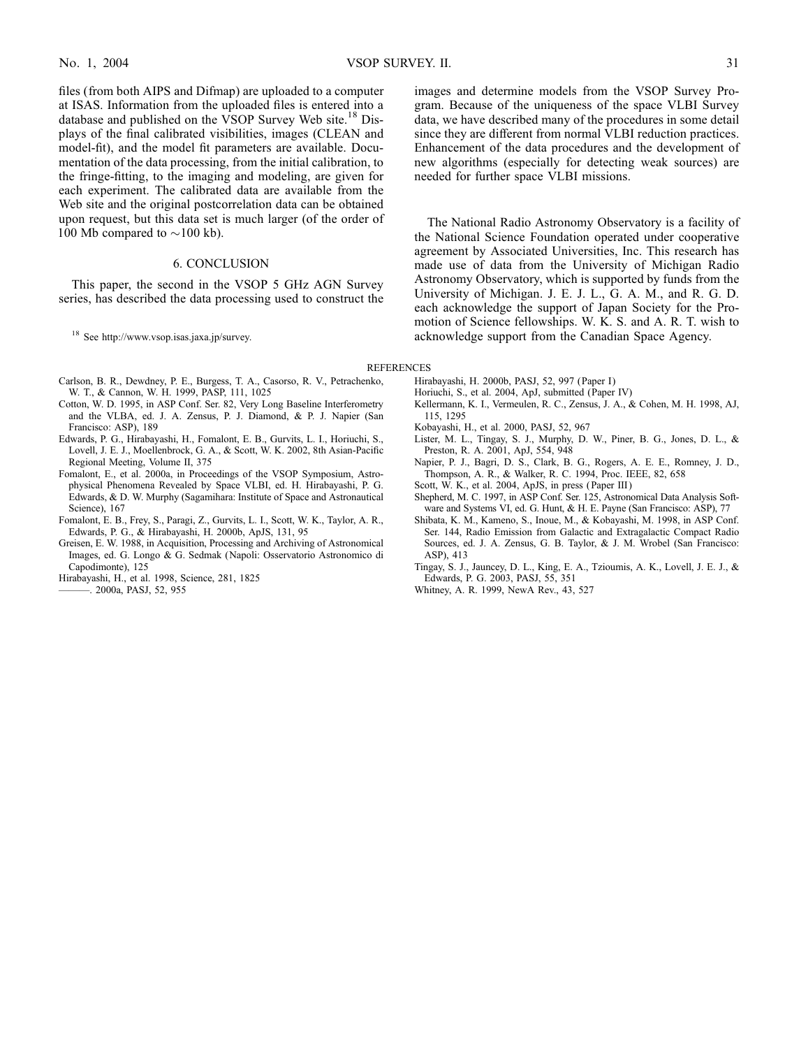files (from both AIPS and Difmap) are uploaded to a computer at ISAS. Information from the uploaded files is entered into a database and published on the VSOP Survey Web site.[18] Displays of the final calibrated visibilities, images (CLEAN and model-fit), and the model fit parameters are available. Documentation of the data processing, from the initial calibration, to the fringe-fitting, to the imaging and modeling, are given for each experiment. The calibrated data are available from the Web site and the original postcorrelation data can be obtained upon request, but this data set is much larger (of the order of 100 Mb compared to ∼100 kb).

## 6. CONCLUSION

This paper, the second in the VSOP 5 GHz AGN Survey series, has described the data processing used to construct the images and determine models from the VSOP Survey Program. Because of the uniqueness of the space VLBI Survey data, we have described many of the procedures in some detail since they are different from normal VLBI reduction practices. Enhancement of the data procedures and the development of new algorithms (especially for detecting weak sources) are needed for further space VLBI missions.

[18] See http://www.vsop.isas.jaxa.jp/survey.

The National Radio Astronomy Observatory is a facility of the National Science Foundation operated under cooperative agreement by Associated Universities, Inc. This research has made use of data from the University of Michigan Radio Astronomy Observatory, which is supported by funds from the University of Michigan. J. E. J. L., G. A. M., and R. G. D. each acknowledge the support of Japan Society for the Promotion of Science fellowships. W. K. S. and A. R. T. wish to acknowledge support from the Canadian Space Agency.

## REFERENCES

Carlson, B. R., Dewdney, P. E., Burgess, T. A., Casorso, R. V., Petrachenko, W. T., & Cannon, W. H. 1999, PASP, 111, 1025

Cotton, W. D. 1995, in ASP Conf. Ser. 82, Very Long Baseline Interferometry and the VLBA, ed. J. A. Zensus, P. J. Diamond, & P. J. Napier (San Francisco: ASP), 189

Edwards, P. G., Hirabayashi, H., Fomalont, E. B., Gurvits, L. I., Horiuchi, S., Lovell, J. E. J., Moellenbrock, G. A., & Scott, W. K. 2002, 8th Asian-Pacific Regional Meeting, Volume II, 375

Fomalont, E., et al. 2000a, in Proceedings of the VSOP Symposium, Astrophysical Phenomena Revealed by Space VLBI, ed. H. Hirabayashi, P. G. Edwards, & D. W. Murphy (Sagamihara: Institute of Space and Astronautical Science), 167

Fomalont, E. B., Frey, S., Paragi, Z., Gurvits, L. I., Scott, W. K., Taylor, A. R., Edwards, P. G., & Hirabayashi, H. 2000b, ApJS, 131, 95

Greisen, E. W. 1988, in Acquisition, Processing and Archiving of Astronomical Images, ed. G. Longo & G. Sedmak (Napoli: Osservatorio Astronomico di Capodimonte), 125

Hirabayashi, H., et al. 1998, Science, 281, 1825

———. 2000a, PASJ, 52, 955

Hirabayashi, H. 2000b, PASJ, 52, 997 (Paper I)

Horiuchi, S., et al. 2004, ApJ, submitted (Paper IV)

Kellermann, K. I., Vermeulen, R. C., Zensus, J. A., & Cohen, M. H. 1998, AJ, 115, 1295

Kobayashi, H., et al. 2000, PASJ, 52, 967

Lister, M. L., Tingay, S. J., Murphy, D. W., Piner, B. G., Jones, D. L., & Preston, R. A. 2001, ApJ, 554, 948

Napier, P. J., Bagri, D. S., Clark, B. G., Rogers, A. E. E., Romney, J. D., Thompson, A. R., & Walker, R. C. 1994, Proc. IEEE, 82, 658

Scott, W. K., et al. 2004, ApJS, in press (Paper III)

Shepherd, M. C. 1997, in ASP Conf. Ser. 125, Astronomical Data Analysis Software and Systems VI, ed. G. Hunt, & H. E. Payne (San Francisco: ASP), 77

Shibata, K. M., Kameno, S., Inoue, M., & Kobayashi, M. 1998, in ASP Conf. Ser. 144, Radio Emission from Galactic and Extragalactic Compact Radio Sources, ed. J. A. Zensus, G. B. Taylor, & J. M. Wrobel (San Francisco: ASP), 413

Tingay, S. J., Jauncey, D. L., King, E. A., Tzioumis, A. K., Lovell, J. E. J., & Edwards, P. G. 2003, PASJ, 55, 351

Whitney, A. R. 1999, NewA Rev., 43, 527